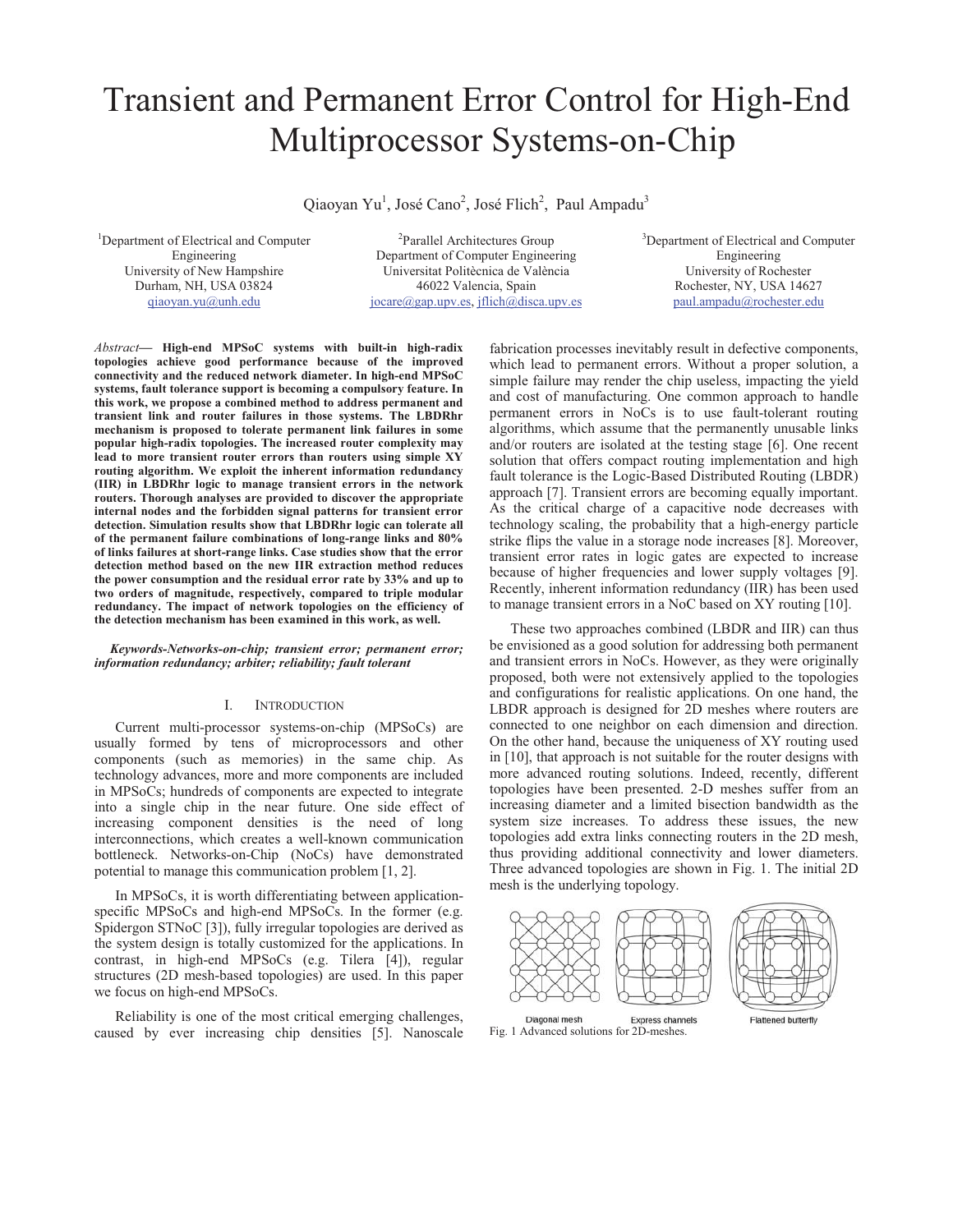# Transient and Permanent Error Control for High-End Multiprocessor Systems-on-Chip

Qiaoyan Yu[1], José Cano[2], José Flich[2], Paul Ampadu[3]

[1]Department of Electrical and Computer Engineering
University of New Hampshire
Durham, NH, USA 03824
qiaoyan.yu@unh.edu

[2]Parallel Architectures Group
Department of Computer Engineering
Universitat Politècnica de València
46022 Valencia, Spain
jocare@gap.upv.es, jflich@disca.upv.es

[3]Department of Electrical and Computer Engineering
University of Rochester
Rochester, NY, USA 14627
paul.ampadu@rochester.edu

*Abstract*— **High-end MPSoC systems with built-in high-radix topologies achieve good performance because of the improved connectivity and the reduced network diameter. In high-end MPSoC systems, fault tolerance support is becoming a compulsory feature. In this work, we propose a combined method to address permanent and transient link and router failures in those systems. The LBDRhr mechanism is proposed to tolerate permanent link failures in some popular high-radix topologies. The increased router complexity may lead to more transient router errors than routers using simple XY routing algorithm. We exploit the inherent information redundancy (IIR) in LBDRhr logic to manage transient errors in the network routers. Thorough analyses are provided to discover the appropriate internal nodes and the forbidden signal patterns for transient error detection. Simulation results show that LBDRhr logic can tolerate all of the permanent failure combinations of long-range links and 80% of links failures at short-range links. Case studies show that the error detection method based on the new IIR extraction method reduces the power consumption and the residual error rate by 33% and up to two orders of magnitude, respectively, compared to triple modular redundancy. The impact of network topologies on the efficiency of the detection mechanism has been examined in this work, as well.**

***Keywords-Networks-on-chip; transient error; permanent error; information redundancy; arbiter; reliability; fault tolerant***

## I. Introduction

Current multi-processor systems-on-chip (MPSoCs) are usually formed by tens of microprocessors and other components (such as memories) in the same chip. As technology advances, more and more components are included in MPSoCs; hundreds of components are expected to integrate into a single chip in the near future. One side effect of increasing component densities is the need of long interconnections, which creates a well-known communication bottleneck. Networks-on-Chip (NoCs) have demonstrated potential to manage this communication problem [1, 2].

In MPSoCs, it is worth differentiating between application-specific MPSoCs and high-end MPSoCs. In the former (e.g. Spidergon STNoC [3]), fully irregular topologies are derived as the system design is totally customized for the applications. In contrast, in high-end MPSoCs (e.g. Tilera [4]), regular structures (2D mesh-based topologies) are used. In this paper we focus on high-end MPSoCs.

Reliability is one of the most critical emerging challenges, caused by ever increasing chip densities [5]. Nanoscale fabrication processes inevitably result in defective components, which lead to permanent errors. Without a proper solution, a simple failure may render the chip useless, impacting the yield and cost of manufacturing. One common approach to handle permanent errors in NoCs is to use fault-tolerant routing algorithms, which assume that the permanently unusable links and/or routers are isolated at the testing stage [6]. One recent solution that offers compact routing implementation and high fault tolerance is the Logic-Based Distributed Routing (LBDR) approach [7]. Transient errors are becoming equally important. As the critical charge of a capacitive node decreases with technology scaling, the probability that a high-energy particle strike flips the value in a storage node increases [8]. Moreover, transient error rates in logic gates are expected to increase because of higher frequencies and lower supply voltages [9]. Recently, inherent information redundancy (IIR) has been used to manage transient errors in a NoC based on XY routing [10].

These two approaches combined (LBDR and IIR) can thus be envisioned as a good solution for addressing both permanent and transient errors in NoCs. However, as they were originally proposed, both were not extensively applied to the topologies and configurations for realistic applications. On one hand, the LBDR approach is designed for 2D meshes where routers are connected to one neighbor on each dimension and direction. On the other hand, because the uniqueness of XY routing used in [10], that approach is not suitable for the router designs with more advanced routing solutions. Indeed, recently, different topologies have been presented. 2-D meshes suffer from an increasing diameter and a limited bisection bandwidth as the system size increases. To address these issues, the new topologies add extra links connecting routers in the 2D mesh, thus providing additional connectivity and lower diameters. Three advanced topologies are shown in Fig. 1. The initial 2D mesh is the underlying topology.

Diagonal mesh | Express channels | Flattened butterfly

Fig. 1 Advanced solutions for 2D-meshes.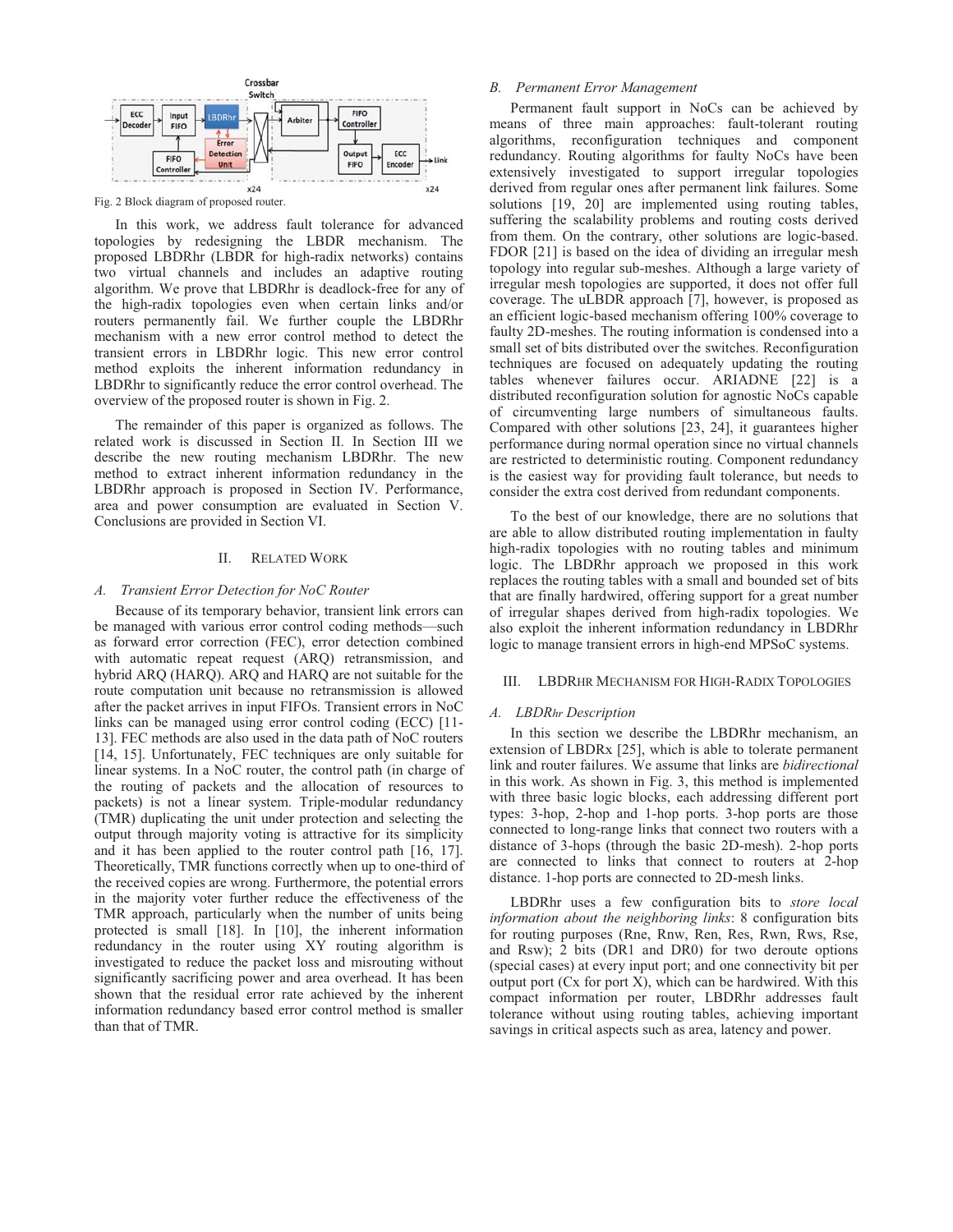Fig. 2 Block diagram of proposed router.

In this work, we address fault tolerance for advanced topologies by redesigning the LBDR mechanism. The proposed LBDRhr (LBDR for high-radix networks) contains two virtual channels and includes an adaptive routing algorithm. We prove that LBDRhr is deadlock-free for any of the high-radix topologies even when certain links and/or routers permanently fail. We further couple the LBDRhr mechanism with a new error control method to detect the transient errors in LBDRhr logic. This new error control method exploits the inherent information redundancy in LBDRhr to significantly reduce the error control overhead. The overview of the proposed router is shown in Fig. 2.

The remainder of this paper is organized as follows. The related work is discussed in Section II. In Section III we describe the new routing mechanism LBDRhr. The new method to extract inherent information redundancy in the LBDRhr approach is proposed in Section IV. Performance, area and power consumption are evaluated in Section V. Conclusions are provided in Section VI.

## II. Related Work

### A. Transient Error Detection for NoC Router

Because of its temporary behavior, transient link errors can be managed with various error control coding methods—such as forward error correction (FEC), error detection combined with automatic repeat request (ARQ) retransmission, and hybrid ARQ (HARQ). ARQ and HARQ are not suitable for the route computation unit because no retransmission is allowed after the packet arrives in input FIFOs. Transient errors in NoC links can be managed using error control coding (ECC) [11-13]. FEC methods are also used in the data path of NoC routers [14, 15]. Unfortunately, FEC techniques are only suitable for linear systems. In a NoC router, the control path (in charge of the routing of packets and the allocation of resources to packets) is not a linear system. Triple-modular redundancy (TMR) duplicating the unit under protection and selecting the output through majority voting is attractive for its simplicity and it has been applied to the router control path [16, 17]. Theoretically, TMR functions correctly when up to one-third of the received copies are wrong. Furthermore, the potential errors in the majority voter further reduce the effectiveness of the TMR approach, particularly when the number of units being protected is small [18]. In [10], the inherent information redundancy in the router using XY routing algorithm is investigated to reduce the packet loss and misrouting without significantly sacrificing power and area overhead. It has been shown that the residual error rate achieved by the inherent information redundancy based error control method is smaller than that of TMR.

### B. Permanent Error Management

Permanent fault support in NoCs can be achieved by means of three main approaches: fault-tolerant routing algorithms, reconfiguration techniques and component redundancy. Routing algorithms for faulty NoCs have been extensively investigated to support irregular topologies derived from regular ones after permanent link failures. Some solutions [19, 20] are implemented using routing tables, suffering the scalability problems and routing costs derived from them. On the contrary, other solutions are logic-based. FDOR [21] is based on the idea of dividing an irregular mesh topology into regular sub-meshes. Although a large variety of irregular mesh topologies are supported, it does not offer full coverage. The uLBDR approach [7], however, is proposed as an efficient logic-based mechanism offering 100% coverage to faulty 2D-meshes. The routing information is condensed into a small set of bits distributed over the switches. Reconfiguration techniques are focused on adequately updating the routing tables whenever failures occur. ARIADNE [22] is a distributed reconfiguration solution for agnostic NoCs capable of circumventing large numbers of simultaneous faults. Compared with other solutions [23, 24], it guarantees higher performance during normal operation since no virtual channels are restricted to deterministic routing. Component redundancy is the easiest way for providing fault tolerance, but needs to consider the extra cost derived from redundant components.

To the best of our knowledge, there are no solutions that are able to allow distributed routing implementation in faulty high-radix topologies with no routing tables and minimum logic. The LBDRhr approach we proposed in this work replaces the routing tables with a small and bounded set of bits that are finally hardwired, offering support for a great number of irregular shapes derived from high-radix topologies. We also exploit the inherent information redundancy in LBDRhr logic to manage transient errors in high-end MPSoC systems.

## III. LBDRhr Mechanism for High-Radix Topologies

### A. LBDR$_{hr}$ Description

In this section we describe the LBDRhr mechanism, an extension of LBDRx [25], which is able to tolerate permanent link and router failures. We assume that links are *bidirectional* in this work. As shown in Fig. 3, this method is implemented with three basic logic blocks, each addressing different port types: 3-hop, 2-hop and 1-hop ports. 3-hop ports are those connected to long-range links that connect two routers with a distance of 3-hops (through the basic 2D-mesh). 2-hop ports are connected to links that connect to routers at 2-hop distance. 1-hop ports are connected to 2D-mesh links.

LBDRhr uses a few configuration bits to *store local information about the neighboring links*: 8 configuration bits for routing purposes (Rne, Rnw, Ren, Res, Rwn, Rws, Rse, and Rsw); 2 bits (DR1 and DR0) for two deroute options (special cases) at every input port; and one connectivity bit per output port (Cx for port X), which can be hardwired. With this compact information per router, LBDRhr addresses fault tolerance without using routing tables, achieving important savings in critical aspects such as area, latency and power.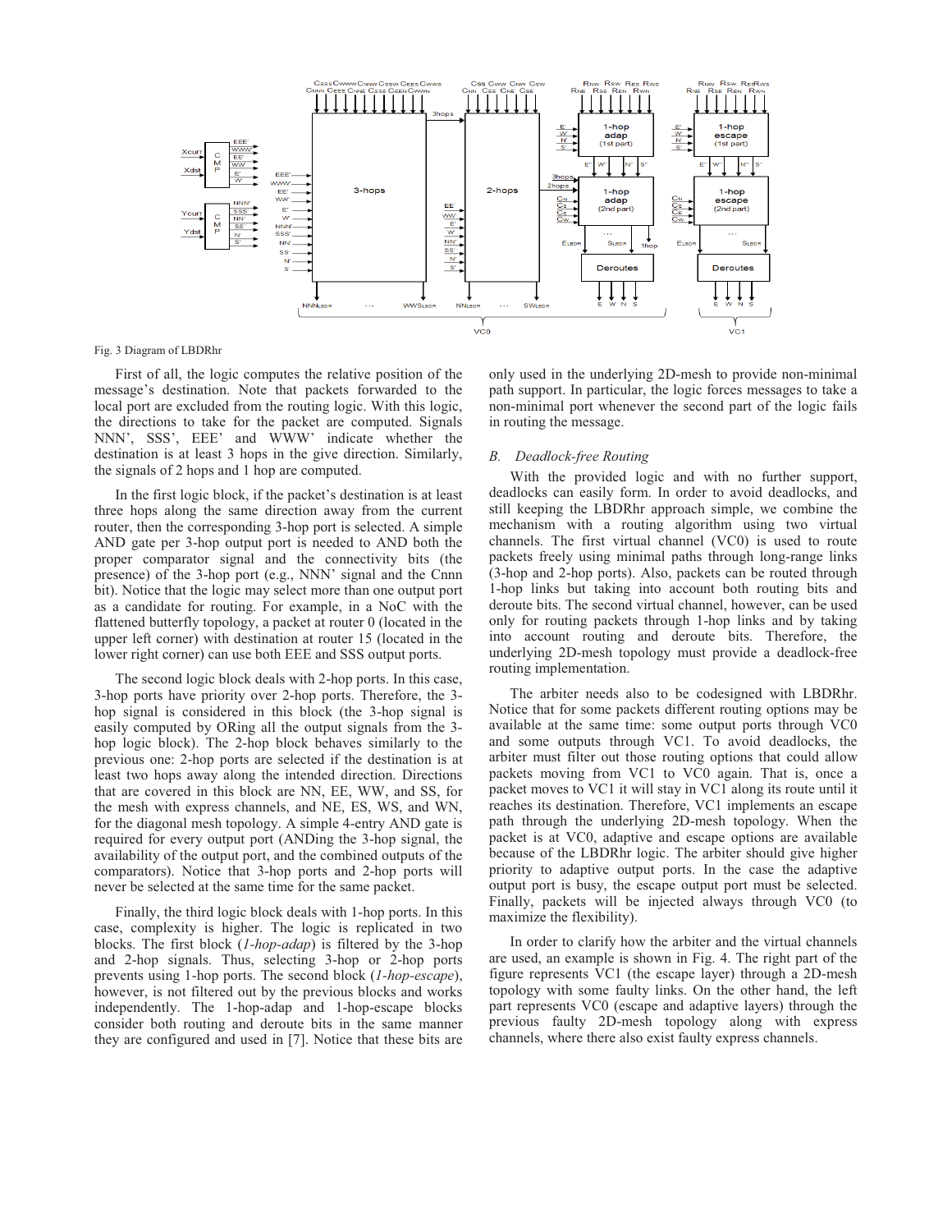Fig. 3 Diagram of LBDRhr

First of all, the logic computes the relative position of the message's destination. Note that packets forwarded to the local port are excluded from the routing logic. With this logic, the directions to take for the packet are computed. Signals NNN', SSS', EEE' and WWW' indicate whether the destination is at least 3 hops in the give direction. Similarly, the signals of 2 hops and 1 hop are computed.

In the first logic block, if the packet's destination is at least three hops along the same direction away from the current router, then the corresponding 3-hop port is selected. A simple AND gate per 3-hop output port is needed to AND both the proper comparator signal and the connectivity bits (the presence) of the 3-hop port (e.g., NNN' signal and the Cnnn bit). Notice that the logic may select more than one output port as a candidate for routing. For example, in a NoC with the flattened butterfly topology, a packet at router 0 (located in the upper left corner) with destination at router 15 (located in the lower right corner) can use both EEE and SSS output ports.

The second logic block deals with 2-hop ports. In this case, 3-hop ports have priority over 2-hop ports. Therefore, the 3-hop signal is considered in this block (the 3-hop signal is easily computed by ORing all the output signals from the 3-hop logic block). The 2-hop block behaves similarly to the previous one: 2-hop ports are selected if the destination is at least two hops away along the intended direction. Directions that are covered in this block are NN, EE, WW, and SS, for the mesh with express channels, and NE, ES, WS, and WN, for the diagonal mesh topology. A simple 4-entry AND gate is required for every output port (ANDing the 3-hop signal, the availability of the output port, and the combined outputs of the comparators). Notice that 3-hop ports and 2-hop ports will never be selected at the same time for the same packet.

Finally, the third logic block deals with 1-hop ports. In this case, complexity is higher. The logic is replicated in two blocks. The first block (*1-hop-adap*) is filtered by the 3-hop and 2-hop signals. Thus, selecting 3-hop or 2-hop ports prevents using 1-hop ports. The second block (*1-hop-escape*), however, is not filtered out by the previous blocks and works independently. The 1-hop-adap and 1-hop-escape blocks consider both routing and deroute bits in the same manner they are configured and used in [7]. Notice that these bits are only used in the underlying 2D-mesh to provide non-minimal path support. In particular, the logic forces messages to take a non-minimal port whenever the second part of the logic fails in routing the message.

## B. Deadlock-free Routing

With the provided logic and with no further support, deadlocks can easily form. In order to avoid deadlocks, and still keeping the LBDRhr approach simple, we combine the mechanism with a routing algorithm using two virtual channels. The first virtual channel (VC0) is used to route packets freely using minimal paths through long-range links (3-hop and 2-hop ports). Also, packets can be routed through 1-hop links but taking into account both routing bits and deroute bits. The second virtual channel, however, can be used only for routing packets through 1-hop links and by taking into account routing and deroute bits. Therefore, the underlying 2D-mesh topology must provide a deadlock-free routing implementation.

The arbiter needs also to be codesigned with LBDRhr. Notice that for some packets different routing options may be available at the same time: some output ports through VC0 and some outputs through VC1. To avoid deadlocks, the arbiter must filter out those routing options that could allow packets moving from VC1 to VC0 again. That is, once a packet moves to VC1 it will stay in VC1 along its route until it reaches its destination. Therefore, VC1 implements an escape path through the underlying 2D-mesh topology. When the packet is at VC0, adaptive and escape options are available because of the LBDRhr logic. The arbiter should give higher priority to adaptive output ports. In the case the adaptive output port is busy, the escape output port must be selected. Finally, packets will be injected always through VC0 (to maximize the flexibility).

In order to clarify how the arbiter and the virtual channels are used, an example is shown in Fig. 4. The right part of the figure represents VC1 (the escape layer) through a 2D-mesh topology with some faulty links. On the other hand, the left part represents VC0 (escape and adaptive layers) through the previous faulty 2D-mesh topology along with express channels, where there also exist faulty express channels.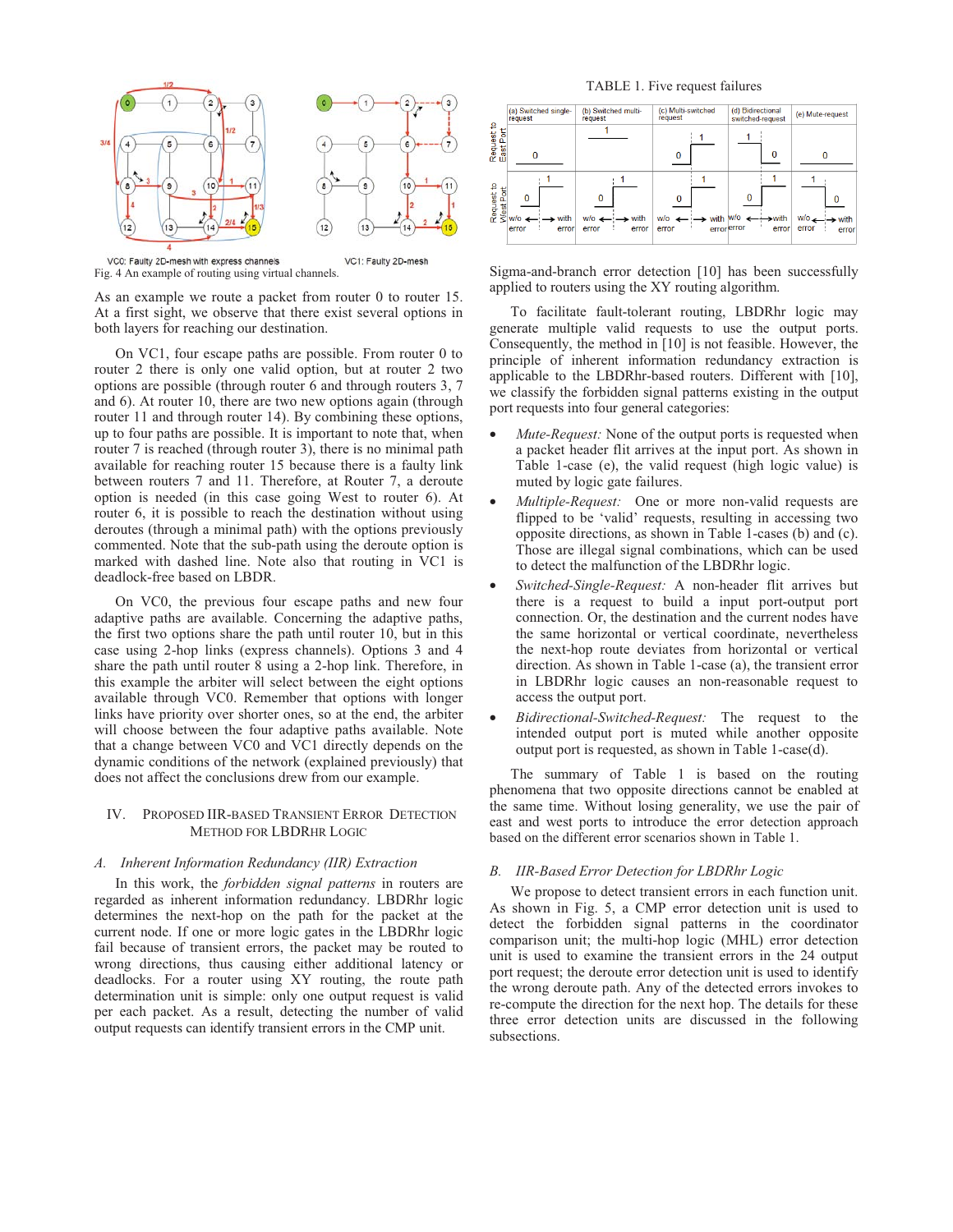Fig. 4 An example of routing using virtual channels.

As an example we route a packet from router 0 to router 15. At a first sight, we observe that there exist several options in both layers for reaching our destination.

On VC1, four escape paths are possible. From router 0 to router 2 there is only one valid option, but at router 2 two options are possible (through router 6 and through routers 3, 7 and 6). At router 10, there are two new options again (through router 11 and through router 14). By combining these options, up to four paths are possible. It is important to note that, when router 7 is reached (through router 3), there is no minimal path available for reaching router 15 because there is a faulty link between routers 7 and 11. Therefore, at Router 7, a deroute option is needed (in this case going West to router 6). At router 6, it is possible to reach the destination without using deroutes (through a minimal path) with the options previously commented. Note that the sub-path using the deroute option is marked with dashed line. Note also that routing in VC1 is deadlock-free based on LBDR.

On VC0, the previous four escape paths and new four adaptive paths are available. Concerning the adaptive paths, the first two options share the path until router 10, but in this case using 2-hop links (express channels). Options 3 and 4 share the path until router 8 using a 2-hop link. Therefore, in this example the arbiter will select between the eight options available through VC0. Remember that options with longer links have priority over shorter ones, so at the end, the arbiter will choose between the four adaptive paths available. Note that a change between VC0 and VC1 directly depends on the dynamic conditions of the network (explained previously) that does not affect the conclusions drew from our example.

## IV. Proposed IIR-Based Transient Error Detection Method for LBDRhr Logic

### A. *Inherent Information Redundancy (IIR) Extraction*

In this work, the *forbidden signal patterns* in routers are regarded as inherent information redundancy. LBDRhr logic determines the next-hop on the path for the packet at the current node. If one or more logic gates in the LBDRhr logic fail because of transient errors, the packet may be routed to wrong directions, thus causing either additional latency or deadlocks. For a router using XY routing, the route path determination unit is simple: only one output request is valid per each packet. As a result, detecting the number of valid output requests can identify transient errors in the CMP unit.

TABLE 1. Five request failures

| | (a) Switched single-request | (b) Switched multi-request | (c) Multi-switched request | (d) Bidirectional switched-request | (e) Mute-request |
|---|---|---|---|---|---|
| Request to East Port | 0 | 1 | 0 → 1 | 1 → 0 | 0 |
| Request to West Port | 0 → 1 (w/o error ← ¦ → with error) | 0 → 1 (w/o error ← ¦ → with error) | 0 → 1 (w/o error ← ¦ → with error) | 0 → 1 (w/o error ← ¦ → with error) | 1 → 0 (w/o error ← ¦ → with error) |

Sigma-and-branch error detection [10] has been successfully applied to routers using the XY routing algorithm.

To facilitate fault-tolerant routing, LBDRhr logic may generate multiple valid requests to use the output ports. Consequently, the method in [10] is not feasible. However, the principle of inherent information redundancy extraction is applicable to the LBDRhr-based routers. Different with [10], we classify the forbidden signal patterns existing in the output port requests into four general categories:

- *Mute-Request:* None of the output ports is requested when a packet header flit arrives at the input port. As shown in Table 1-case (e), the valid request (high logic value) is muted by logic gate failures.
- *Multiple-Request:* One or more non-valid requests are flipped to be 'valid' requests, resulting in accessing two opposite directions, as shown in Table 1-cases (b) and (c). Those are illegal signal combinations, which can be used to detect the malfunction of the LBDRhr logic.
- *Switched-Single-Request:* A non-header flit arrives but there is a request to build a input port-output port connection. Or, the destination and the current nodes have the same horizontal or vertical coordinate, nevertheless the next-hop route deviates from horizontal or vertical direction. As shown in Table 1-case (a), the transient error in LBDRhr logic causes an non-reasonable request to access the output port.
- *Bidirectional-Switched-Request:* The request to the intended output port is muted while another opposite output port is requested, as shown in Table 1-case(d).

The summary of Table 1 is based on the routing phenomena that two opposite directions cannot be enabled at the same time. Without losing generality, we use the pair of east and west ports to introduce the error detection approach based on the different error scenarios shown in Table 1.

### B. *IIR-Based Error Detection for LBDRhr Logic*

We propose to detect transient errors in each function unit. As shown in Fig. 5, a CMP error detection unit is used to detect the forbidden signal patterns in the coordinator comparison unit; the multi-hop logic (MHL) error detection unit is used to examine the transient errors in the 24 output port request; the deroute error detection unit is used to identify the wrong deroute path. Any of the detected errors invokes to re-compute the direction for the next hop. The details for these three error detection units are discussed in the following subsections.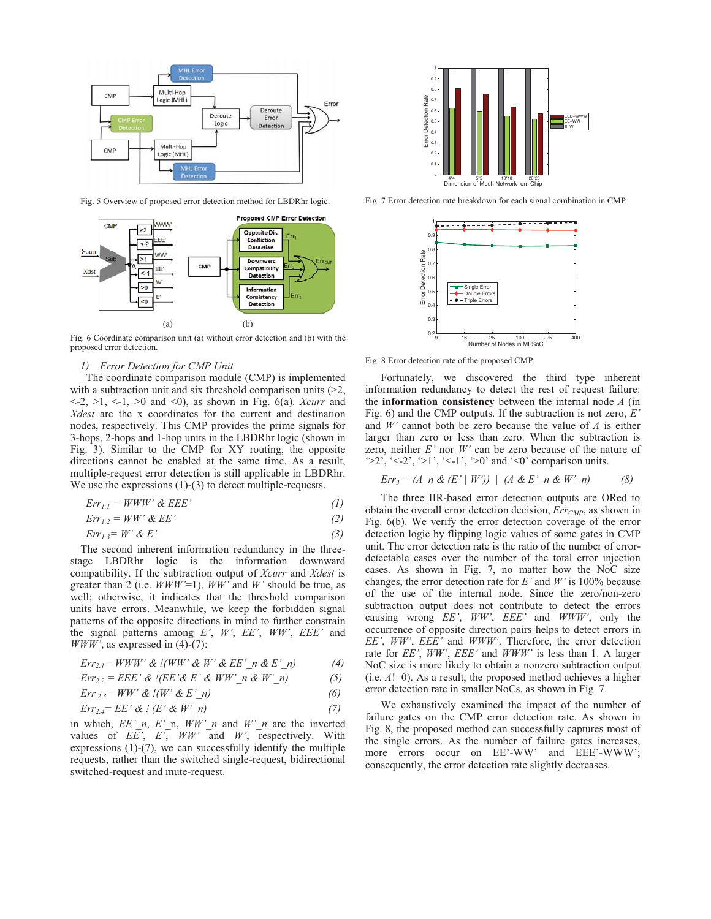Fig. 5 Overview of proposed error detection method for LBDRhr logic.

Fig. 6 Coordinate comparison unit (a) without error detection and (b) with the proposed error detection.

### 1) Error Detection for CMP Unit

The coordinate comparison module (CMP) is implemented with a subtraction unit and six threshold comparison units (>2, <-2, >1, <-1, >0 and <0), as shown in Fig. 6(a). *Xcurr* and *Xdest* are the x coordinates for the current and destination nodes, respectively. This CMP provides the prime signals for 3-hops, 2-hops and 1-hop units in the LBDRhr logic (shown in Fig. 3). Similar to the CMP for XY routing, the opposite directions cannot be enabled at the same time. As a result, multiple-request error detection is still applicable in LBDRhr. We use the expressions (1)-(3) to detect multiple-requests.

$$Err_{1.1} = WWW' \,\&\, EEE' \quad (1)$$

$$Err_{1.2} = WW' \,\&\, EE' \quad (2)$$

$$Err_{1.3} = W' \,\&\, E' \quad (3)$$

The second inherent information redundancy in the three-stage LBDRhr logic is the information downward compatibility. If the subtraction output of *Xcurr* and *Xdest* is greater than 2 (i.e. *WWW'*=1), *WW'* and *W'* should be true, as well; otherwise, it indicates that the threshold comparison units have errors. Meanwhile, we keep the forbidden signal patterns of the opposite directions in mind to further constrain the signal patterns among *E'*, *W'*, *EE'*, *WW'*, *EEE'* and *WWW'*, as expressed in (4)-(7):

$$Err_{2.1} = WWW' \,\&\, !(WW' \,\&\, W' \,\&\, EE'\_n \,\&\, E'\_n) \quad (4)$$

$$Err_{2.2} = EEE' \,\&\, !(EE' \,\&\, E' \,\&\, WW'\_n \,\&\, W'\_n) \quad (5)$$

$$Err_{2.3} = WW' \,\&\, !(W' \,\&\, E'\_n) \quad (6)$$

$$Err_{2.4} = EE' \,\&\, !(E' \,\&\, W'\_n) \quad (7)$$

in which, *EE'_n*, *E'_n*, *WW'_n* and *W'_n* are the inverted values of *EE'*, *E'*, *WW'* and *W'*, respectively. With expressions (1)-(7), we can successfully identify the multiple requests, rather than the switched single-request, bidirectional switched-request and mute-request.

Fig. 7 Error detection rate breakdown for each signal combination in CMP

Fig. 8 Error detection rate of the proposed CMP.

Fortunately, we discovered the third type inherent information redundancy to detect the rest of request failure: the **information consistency** between the internal node *A* (in Fig. 6) and the CMP outputs. If the subtraction is not zero, *E'* and *W'* cannot both be zero because the value of *A* is either larger than zero or less than zero. When the subtraction is zero, neither *E'* nor *W'* can be zero because of the nature of '>2', '<-2', '>1', '<-1', '>0' and '<0' comparison units.

$$Err_3 = (A\_n \,\&\, (E' \mid W')) \mid (A \,\&\, E'\_n \,\&\, W'\_n) \quad (8)$$

The three IIR-based error detection outputs are ORed to obtain the overall error detection decision, $Err_{CMP}$, as shown in Fig. 6(b). We verify the error detection coverage of the error detection logic by flipping logic values of some gates in CMP unit. The error detection rate is the ratio of the number of error-detectable cases over the number of the total error injection cases. As shown in Fig. 7, no matter how the NoC size changes, the error detection rate for *E'* and *W'* is 100% because of the use of the internal node. Since the zero/non-zero subtraction output does not contribute to detect the errors causing wrong *EE'*, *WW'*, *EEE'* and *WWW'*, only the occurrence of opposite direction pairs helps to detect errors in *EE'*, *WW'*, *EEE'* and *WWW'*. Therefore, the error detection rate for *EE'*, *WW'*, *EEE'* and *WWW'* is less than 1. A larger NoC size is more likely to obtain a nonzero subtraction output (i.e. *A*!=0). As a result, the proposed method achieves a higher error detection rate in smaller NoCs, as shown in Fig. 7.

We exhaustively examined the impact of the number of failure gates on the CMP error detection rate. As shown in Fig. 8, the proposed method can successfully captures most of the single errors. As the number of failure gates increases, more errors occur on EE'-WW' and EEE'-WWW'; consequently, the error detection rate slightly decreases.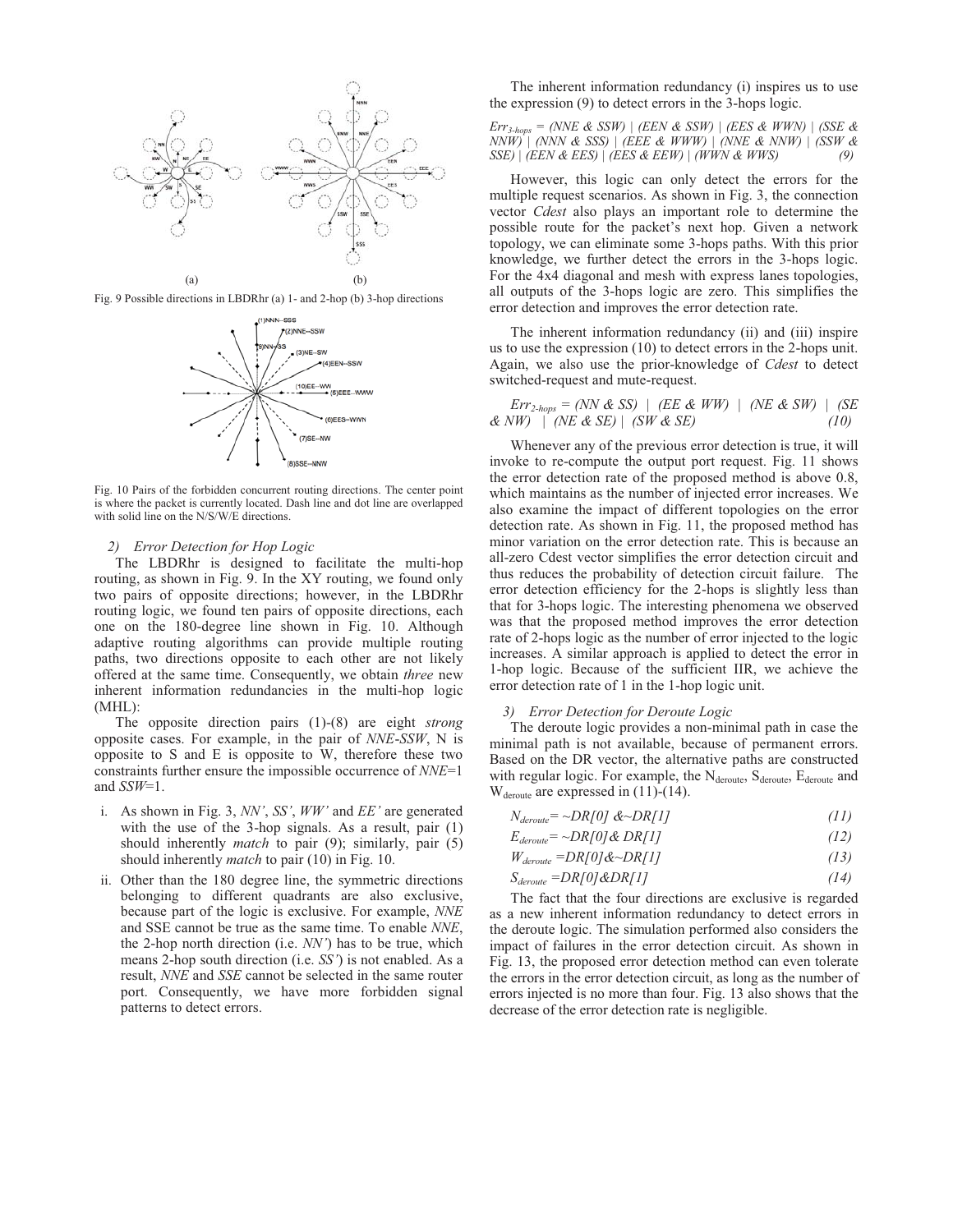(a) (b)

Fig. 9 Possible directions in LBDRhr (a) 1- and 2-hop (b) 3-hop directions

Fig. 10 Pairs of the forbidden concurrent routing directions. The center point is where the packet is currently located. Dash line and dot line are overlapped with solid line on the N/S/W/E directions.

### 2) Error Detection for Hop Logic

The LBDRhr is designed to facilitate the multi-hop routing, as shown in Fig. 9. In the XY routing, we found only two pairs of opposite directions; however, in the LBDRhr routing logic, we found ten pairs of opposite directions, each one on the 180-degree line shown in Fig. 10. Although adaptive routing algorithms can provide multiple routing paths, two directions opposite to each other are not likely offered at the same time. Consequently, we obtain *three* new inherent information redundancies in the multi-hop logic (MHL):

The opposite direction pairs (1)-(8) are eight *strong* opposite cases. For example, in the pair of *NNE-SSW*, N is opposite to S and E is opposite to W, therefore these two constraints further ensure the impossible occurrence of *NNE*=1 and *SSW*=1.

i. As shown in Fig. 3, *NN'*, *SS'*, *WW'* and *EE'* are generated with the use of the 3-hop signals. As a result, pair (1) should inherently *match* to pair (9); similarly, pair (5) should inherently *match* to pair (10) in Fig. 10.

ii. Other than the 180 degree line, the symmetric directions belonging to different quadrants are also exclusive, because part of the logic is exclusive. For example, *NNE* and SSE cannot be true as the same time. To enable *NNE*, the 2-hop north direction (i.e. *NN'*) has to be true, which means 2-hop south direction (i.e. *SS'*) is not enabled. As a result, *NNE* and *SSE* cannot be selected in the same router port. Consequently, we have more forbidden signal patterns to detect errors.

The inherent information redundancy (i) inspires us to use the expression (9) to detect errors in the 3-hops logic.

$$Err_{3\text{-}hops} = (NNE \,\&\, SSW) \mid (EEN \,\&\, SSW) \mid (EES \,\&\, WWN) \mid (SSE \,\&\, NNW) \mid (NNN \,\&\, SSS) \mid (EEE \,\&\, WWW) \mid (NNE \,\&\, NNW) \mid (SSW \,\&\, SSE) \mid (EEN \,\&\, EES) \mid (EES \,\&\, EEW) \mid (WWN \,\&\, WWS) \quad (9)$$

However, this logic can only detect the errors for the multiple request scenarios. As shown in Fig. 3, the connection vector *Cdest* also plays an important role to determine the possible route for the packet's next hop. Given a network topology, we can eliminate some 3-hops paths. With this prior knowledge, we further detect the errors in the 3-hops logic. For the 4x4 diagonal and mesh with express lanes topologies, all outputs of the 3-hops logic are zero. This simplifies the error detection and improves the error detection rate.

The inherent information redundancy (ii) and (iii) inspire us to use the expression (10) to detect errors in the 2-hops unit. Again, we also use the prior-knowledge of *Cdest* to detect switched-request and mute-request.

$$Err_{2\text{-}hops} = (NN \,\&\, SS) \mid (EE \,\&\, WW) \mid (NE \,\&\, SW) \mid (SE \,\&\, NW) \mid (NE \,\&\, SE) \mid (SW \,\&\, SE) \quad (10)$$

Whenever any of the previous error detection is true, it will invoke to re-compute the output port request. Fig. 11 shows the error detection rate of the proposed method is above 0.8, which maintains as the number of injected error increases. We also examine the impact of different topologies on the error detection rate. As shown in Fig. 11, the proposed method has minor variation on the error detection rate. This is because an all-zero Cdest vector simplifies the error detection circuit and thus reduces the probability of detection circuit failure. The error detection efficiency for the 2-hops is slightly less than that for 3-hops logic. The interesting phenomena we observed was that the proposed method improves the error detection rate of 2-hops logic as the number of error injected to the logic increases. A similar approach is applied to detect the error in 1-hop logic. Because of the sufficient IIR, we achieve the error detection rate of 1 in the 1-hop logic unit.

### 3) Error Detection for Deroute Logic

The deroute logic provides a non-minimal path in case the minimal path is not available, because of permanent errors. Based on the DR vector, the alternative paths are constructed with regular logic. For example, the $N_{deroute}$, $S_{deroute}$, $E_{deroute}$ and $W_{deroute}$ are expressed in (11)-(14).

$$N_{deroute} = \sim DR[0] \,\&\sim DR[1] \quad (11)$$

$$E_{deroute} = \sim DR[0] \,\&\, DR[1] \quad (12)$$

$$W_{deroute} = DR[0] \,\&\sim DR[1] \quad (13)$$

$$S_{deroute} = DR[0] \,\&\, DR[1] \quad (14)$$

The fact that the four directions are exclusive is regarded as a new inherent information redundancy to detect errors in the deroute logic. The simulation performed also considers the impact of failures in the error detection circuit. As shown in Fig. 13, the proposed error detection method can even tolerate the errors in the error detection circuit, as long as the number of errors injected is no more than four. Fig. 13 also shows that the decrease of the error detection rate is negligible.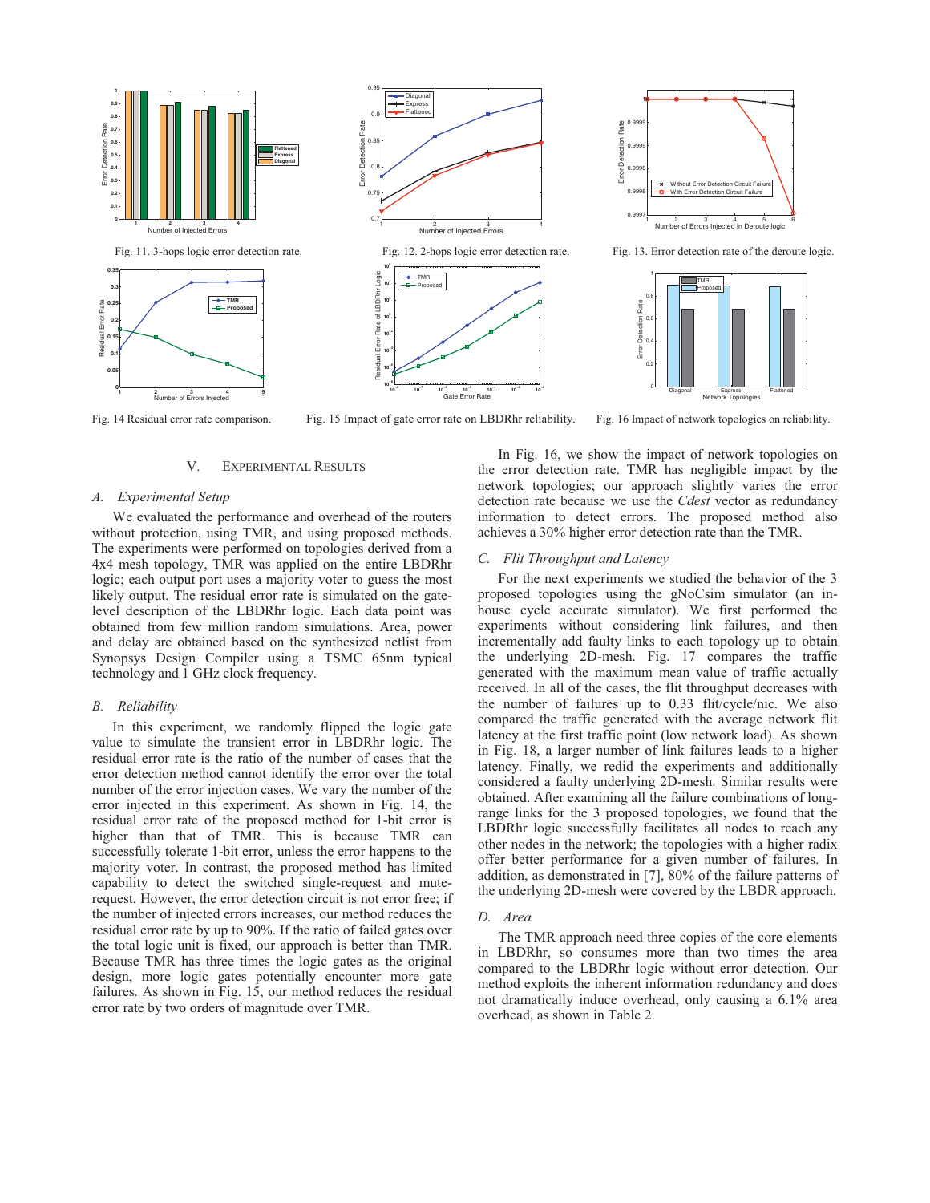Fig. 11. 3-hops logic error detection rate.

Fig. 12. 2-hops logic error detection rate.

Fig. 13. Error detection rate of the deroute logic.

Fig. 14 Residual error rate comparison.

Fig. 15 Impact of gate error rate on LBDRhr reliability.

Fig. 16 Impact of network topologies on reliability.

## V. Experimental Results

### A. Experimental Setup

We evaluated the performance and overhead of the routers without protection, using TMR, and using proposed methods. The experiments were performed on topologies derived from a 4x4 mesh topology, TMR was applied on the entire LBDRhr logic; each output port uses a majority voter to guess the most likely output. The residual error rate is simulated on the gate-level description of the LBDRhr logic. Each data point was obtained from few million random simulations. Area, power and delay are obtained based on the synthesized netlist from Synopsys Design Compiler using a TSMC 65nm typical technology and 1 GHz clock frequency.

### B. Reliability

In this experiment, we randomly flipped the logic gate value to simulate the transient error in LBDRhr logic. The residual error rate is the ratio of the number of cases that the error detection method cannot identify the error over the total number of the error injection cases. We vary the number of the error injected in this experiment. As shown in Fig. 14, the residual error rate of the proposed method for 1-bit error is higher than that of TMR. This is because TMR can successfully tolerate 1-bit error, unless the error happens to the majority voter. In contrast, the proposed method has limited capability to detect the switched single-request and mute-request. However, the error detection circuit is not error free; if the number of injected errors increases, our method reduces the residual error rate by up to 90%. If the ratio of failed gates over the total logic unit is fixed, our approach is better than TMR. Because TMR has three times the logic gates as the original design, more logic gates potentially encounter more gate failures. As shown in Fig. 15, our method reduces the residual error rate by two orders of magnitude over TMR.

In Fig. 16, we show the impact of network topologies on the error detection rate. TMR has negligible impact by the network topologies; our approach slightly varies the error detection rate because we use the *Cdest* vector as redundancy information to detect errors. The proposed method also achieves a 30% higher error detection rate than the TMR.

### C. Flit Throughput and Latency

For the next experiments we studied the behavior of the 3 proposed topologies using the gNoCsim simulator (an in-house cycle accurate simulator). We first performed the experiments without considering link failures, and then incrementally add faulty links to each topology up to obtain the underlying 2D-mesh. Fig. 17 compares the traffic generated with the maximum mean value of traffic actually received. In all of the cases, the flit throughput decreases with the number of failures up to 0.33 flit/cycle/nic. We also compared the traffic generated with the average network flit latency at the first traffic point (low network load). As shown in Fig. 18, a larger number of link failures leads to a higher latency. Finally, we redid the experiments and additionally considered a faulty underlying 2D-mesh. Similar results were obtained. After examining all the failure combinations of long-range links for the 3 proposed topologies, we found that the LBDRhr logic successfully facilitates all nodes to reach any other nodes in the network; the topologies with a higher radix offer better performance for a given number of failures. In addition, as demonstrated in [7], 80% of the failure patterns of the underlying 2D-mesh were covered by the LBDR approach.

### D. Area

The TMR approach need three copies of the core elements in LBDRhr, so consumes more than two times the area compared to the LBDRhr logic without error detection. Our method exploits the inherent information redundancy and does not dramatically induce overhead, only causing a 6.1% area overhead, as shown in Table 2.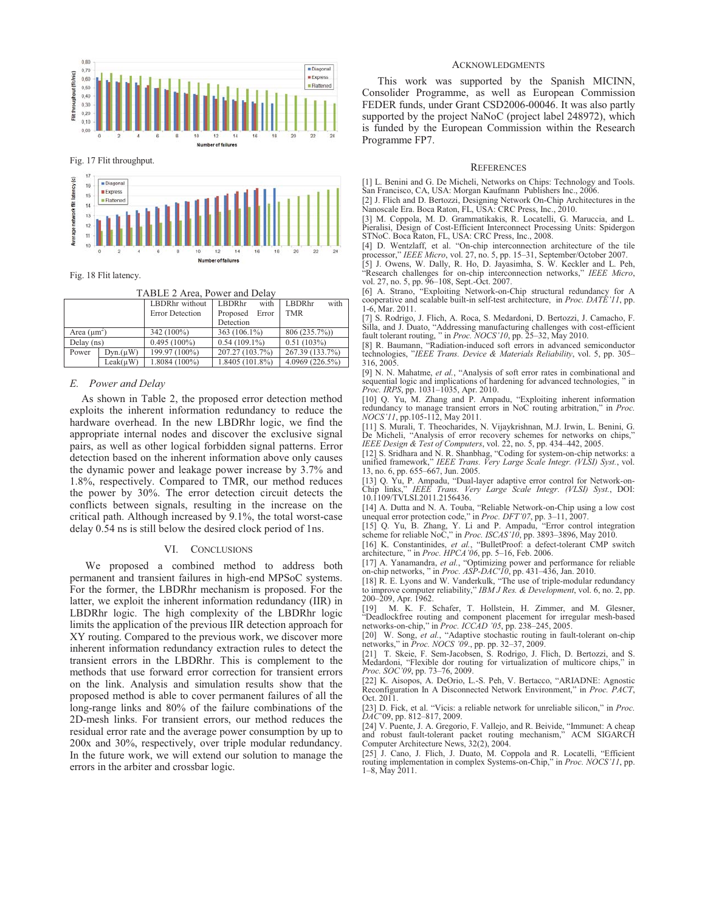0,80
0,70
0,60
0,50
0,40
0,30
0,20
0,10
0,00

Flit throughput (flit/nc)

Diagonal
Express
Flattened

0 2 4 6 8 10 12 14 16 18 20 22 24

Number of failures

Fig. 17 Flit throughput.

17
16
15
14
13
12
11
10

Average network flit latency (c)

Diagonal
Express
Flattened

0 2 4 6 8 10 12 14 16 18 20 22 24

Number of failures

Fig. 18 Flit latency.

TABLE 2 Area, Power and Delay

| | | LBDRhr without Error Detection | LBDRhr with Proposed Error Detection | LBDRhr with TMR |
|---|---|---|---|---|
| Area ($\mu m^2$) | | 342 (100%) | 363 (106.1%) | 806 (235.7%)) |
| Delay (ns) | | 0.495 (100%) | 0.54 (109.1%) | 0.51 (103%) |
| Power | Dyn.($\mu$W) | 199.97 (100%) | 207.27 (103.7%) | 267.39 (133.7%) |
| | Leak($\mu$W) | 1.8084 (100%) | 1.8405 (101.8%) | 4.0969 (226.5%) |

### *E. Power and Delay*

As shown in Table 2, the proposed error detection method exploits the inherent information redundancy to reduce the hardware overhead. In the new LBDRhr logic, we find the appropriate internal nodes and discover the exclusive signal pairs, as well as other logical forbidden signal patterns. Error detection based on the inherent information above only causes the dynamic power and leakage power increase by 3.7% and 1.8%, respectively. Compared to TMR, our method reduces the power by 30%. The error detection circuit detects the conflicts between signals, resulting in the increase on the critical path. Although increased by 9.1%, the total worst-case delay 0.54 ns is still below the desired clock period of 1ns.

## VI. Conclusions

We proposed a combined method to address both permanent and transient failures in high-end MPSoC systems. For the former, the LBDRhr mechanism is proposed. For the latter, we exploit the inherent information redundancy (IIR) in LBDRhr logic. The high complexity of the LBDRhr logic limits the application of the previous IIR detection approach for XY routing. Compared to the previous work, we discover more inherent information redundancy extraction rules to detect the transient errors in the LBDRhr. This is complement to the methods that use forward error correction for transient errors on the link. Analysis and simulation results show that the proposed method is able to cover permanent failures of all the long-range links and 80% of the failure combinations of the 2D-mesh links. For transient errors, our method reduces the residual error rate and the average power consumption by up to 200x and 30%, respectively, over triple modular redundancy. In the future work, we will extend our solution to manage the errors in the arbiter and crossbar logic.

## Acknowledgments

This work was supported by the Spanish MICINN, Consolider Programme, as well as European Commission FEDER funds, under Grant CSD2006-00046. It was also partly supported by the project NaNoC (project label 248972), which is funded by the European Commission within the Research Programme FP7.

## References

[1] L. Benini and G. De Micheli, Networks on Chips: Technology and Tools. San Francisco, CA, USA: Morgan Kaufmann Publishers Inc., 2006.

[2] J. Flich and D. Bertozzi, Designing Network On-Chip Architectures in the Nanoscale Era. Boca Raton, FL, USA: CRC Press, Inc., 2010.

[3] M. Coppola, M. D. Grammatikakis, R. Locatelli, G. Maruccia, and L. Pieralisi, Design of Cost-Efficient Interconnect Processing Units: Spidergon STNoC. Boca Raton, FL, USA: CRC Press, Inc., 2008.

[4] D. Wentzlaff, et al. "On-chip interconnection architecture of the tile processor," *IEEE Micro*, vol. 27, no. 5, pp. 15–31, September/October 2007.

[5] J. Owens, W. Dally, R. Ho, D. Jayasimha, S. W. Keckler and L. Peh, "Research challenges for on-chip interconnection networks," *IEEE Micro*, vol. 27, no. 5, pp. 96–108, Sept.-Oct. 2007.

[6] A. Strano, "Exploiting Network-on-Chip structural redundancy for A cooperative and scalable built-in self-test architecture, in *Proc. DATE'11*, pp. 1-6, Mar. 2011.

[7] S. Rodrigo, J. Flich, A. Roca, S. Medardoni, D. Bertozzi, J. Camacho, F. Silla, and J. Duato, "Addressing manufacturing challenges with cost-efficient fault tolerant routing, " in *Proc. NOCS'10*, pp. 25–32, May 2010.

[8] R. Baumann, "Radiation-induced soft errors in advanced semiconductor technologies, "*IEEE Trans. Device & Materials Reliability*, vol. 5, pp. 305–316, 2005.

[9] N. N. Mahatme, *et al.*, "Analysis of soft error rates in combinational and sequential logic and implications of hardening for advanced technologies, " in *Proc. IRPS*, pp. 1031–1035, Apr. 2010.

[10] Q. Yu, M. Zhang and P. Ampadu, "Exploiting inherent information redundancy to manage transient errors in NoC routing arbitration," in *Proc. NOCS'11*, pp.105-112, May 2011.

[11] S. Murali, T. Theocharides, N. Vijaykrishnan, M.J. Irwin, L. Benini, G. De Micheli, "Analysis of error recovery schemes for networks on chips," *IEEE Design & Test of Computers*, vol. 22, no. 5, pp. 434–442, 2005.

[12] S. Sridhara and N. R. Shanbhag, "Coding for system-on-chip networks: a unified framework," *IEEE Trans. Very Large Scale Integr. (VLSI) Syst.*, vol. 13, no. 6, pp. 655–667, Jun. 2005.

[13] Q. Yu, P. Ampadu, "Dual-layer adaptive error control for Network-on-Chip links," *IEEE Trans. Very Large Scale Integr. (VLSI) Syst.*, DOI: 10.1109/TVLSI.2011.2156436.

[14] A. Dutta and N. A. Touba, "Reliable Network-on-Chip using a low cost unequal error protection code," in *Proc. DFT'07*, pp. 3–11, 2007.

[15] Q. Yu, B. Zhang, Y. Li and P. Ampadu, "Error control integration scheme for reliable NoC," in *Proc. ISCAS'10*, pp. 3893–3896, May 2010.

[16] K. Constantinides, *et al.*, "BulletProof: a defect-tolerant CMP switch architecture, " in *Proc. HPCA'06*, pp. 5–16, Feb. 2006.

[17] A. Yanamandra, *et al.*, "Optimizing power and performance for reliable on-chip networks, " in *Proc. ASP-DAC'10*, pp. 431–436, Jan. 2010.

[18] R. E. Lyons and W. Vanderkulk, "The use of triple-modular redundancy to improve computer reliability," *IBM J Res. & Development*, vol. 6, no. 2, pp. 200–209, Apr. 1962.

[19] M. K. F. Schafer, T. Hollstein, H. Zimmer, and M. Glesner, "Deadlockfree routing and component placement for irregular mesh-based networks-on-chip," in *Proc. ICCAD '05*, pp. 238–245, 2005.

[20] W. Song, *et al.*, "Adaptive stochastic routing in fault-tolerant on-chip networks," in *Proc. NOCS '09*., pp. pp. 32–37, 2009.

[21] T. Skeie, F. Sem-Jacobsen, S. Rodrigo, J. Flich, D. Bertozzi, and S. Medardoni, "Flexible dor routing for virtualization of multicore chips," in *Proc. SOC'09*, pp. 73–76, 2009.

[22] K. Aisopos, A. DeOrio, L.-S. Peh, V. Bertacco, "ARIADNE: Agnostic Reconfiguration In A Disconnected Network Environment," in *Proc. PACT*, Oct. 2011.

[23] D. Fick, et al. "Vicis: a reliable network for unreliable silicon," in *Proc. DAC*'09, pp. 812–817, 2009.

[24] V. Puente, J. A. Gregorio, F. Vallejo, and R. Beivide, "Immunet: A cheap and robust fault-tolerant packet routing mechanism," ACM SIGARCH Computer Architecture News, 32(2), 2004.

[25] J. Cano, J. Flich, J. Duato, M. Coppola and R. Locatelli, "Efficient routing implementation in complex Systems-on-Chip," in *Proc. NOCS'11*, pp. 1–8, May 2011.